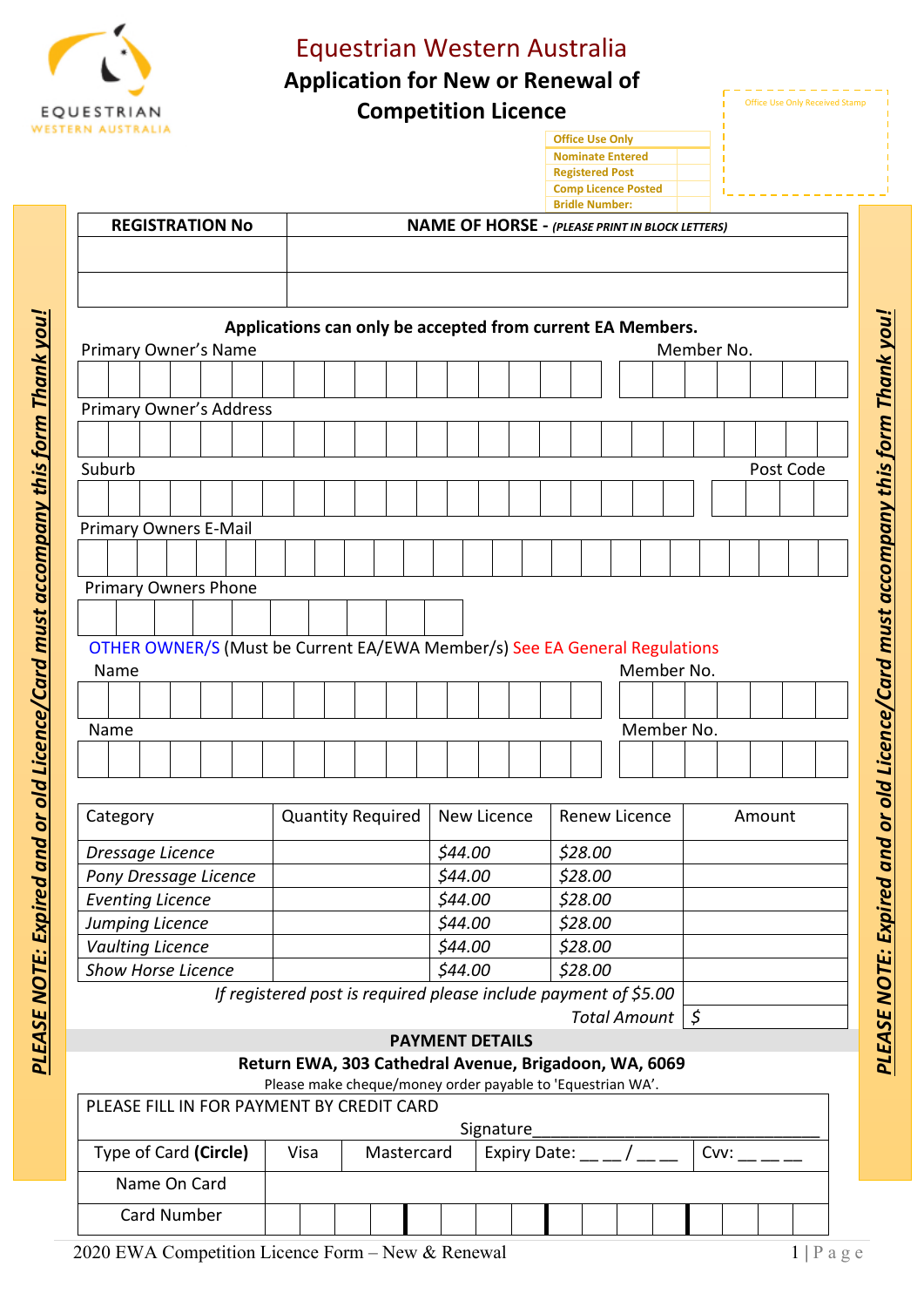EQUESTRIAN
WESTERN AUSTRALIA

# Equestrian Western Australia

## Application for New or Renewal of Competition Licence

| Office Use Only | |
|---|---|
| Nominate Entered | |
| Registered Post | |
| Comp Licence Posted | |
| Bridle Number: | |

Office Use Only Received Stamp

*PLEASE NOTE: Expired and or old Licence/Card must accompany this form Thank you!*

| REGISTRATION No | NAME OF HORSE - *(PLEASE PRINT IN BLOCK LETTERS)* |
|---|---|
| | |
| | |

**Applications can only be accepted from current EA Members.**

Primary Owner's Name ______________________ Member No. __________

Primary Owner's Address ______________________

Suburb ______________________ Post Code __________

Primary Owners E-Mail ______________________

Primary Owners Phone ______________________

OTHER OWNER/S (Must be Current EA/EWA Member/s) See EA General Regulations

Name ______________________ Member No. __________

Name ______________________ Member No. __________

| Category | Quantity Required | New Licence | Renew Licence | Amount |
|---|---|---|---|---|
| *Dressage Licence* | | *$44.00* | *$28.00* | |
| *Pony Dressage Licence* | | *$44.00* | *$28.00* | |
| *Eventing Licence* | | *$44.00* | *$28.00* | |
| *Jumping Licence* | | *$44.00* | *$28.00* | |
| *Vaulting Licence* | | *$44.00* | *$28.00* | |
| *Show Horse Licence* | | *$44.00* | *$28.00* | |
| *If registered post is required please include payment of $5.00* | | | | |
| *Total Amount* | | | | $ |

**PAYMENT DETAILS**

**Return EWA, 303 Cathedral Avenue, Brigadoon, WA, 6069**

Please make cheque/money order payable to 'Equestrian WA'.

| PLEASE FILL IN FOR PAYMENT BY CREDIT CARD | | | | |
|---|---|---|---|---|
| | | Signature________________________________ | | |
| Type of Card **(Circle)** | Visa | Mastercard | Expiry Date: __ __ / __ __ | Cvv: __ __ __ |
| Name On Card | | | | |
| Card Number | | | | |

2020 EWA Competition Licence Form – New & Renewal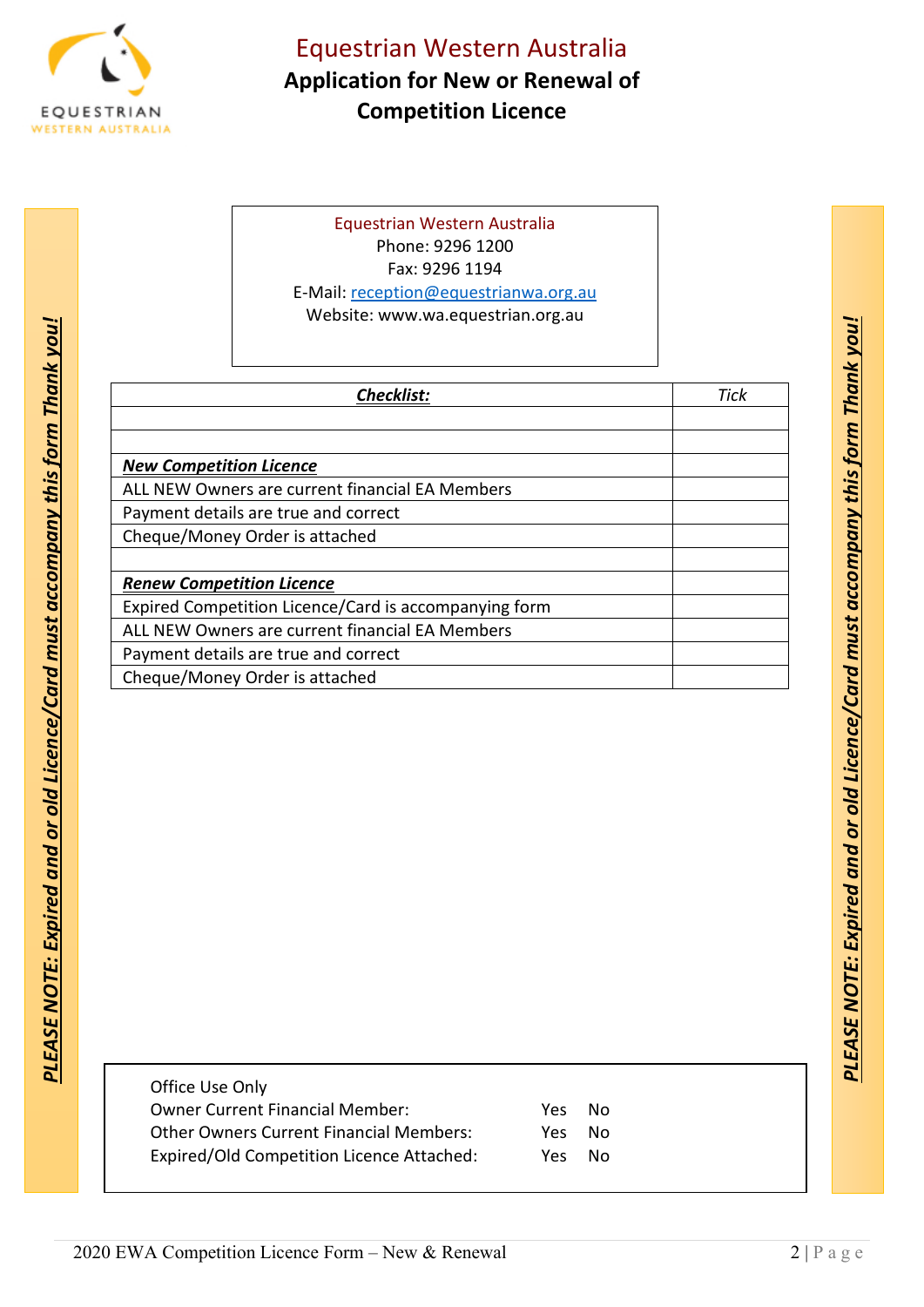# Equestrian Western Australia

## Application for New or Renewal of Competition Licence

Equestrian Western Australia
Phone: 9296 1200
Fax: 9296 1194
E-Mail: reception@equestrianwa.org.au
Website: www.wa.equestrian.org.au

| ***Checklist:*** | *Tick* |
|---|---|
| | |
| | |
| ***New Competition Licence*** | |
| ALL NEW Owners are current financial EA Members | |
| Payment details are true and correct | |
| Cheque/Money Order is attached | |
| | |
| ***Renew Competition Licence*** | |
| Expired Competition Licence/Card is accompanying form | |
| ALL NEW Owners are current financial EA Members | |
| Payment details are true and correct | |
| Cheque/Money Order is attached | |

Office Use Only

| | | |
|---|---|---|
| Owner Current Financial Member: | Yes | No |
| Other Owners Current Financial Members: | Yes | No |
| Expired/Old Competition Licence Attached: | Yes | No |

***PLEASE NOTE: Expired and or old Licence/Card must accompany this form Thank you!***